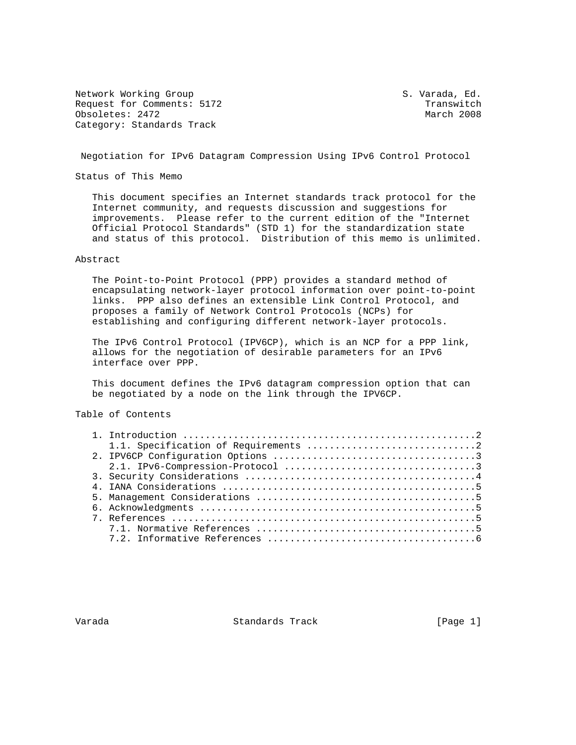Network Working Group S. Varada, Ed.
Request for Comments: 5172 Transwitch
Obsoletes: 2472 March 2008
Category: Standards Track

# Negotiation for IPv6 Datagram Compression Using IPv6 Control Protocol

## Status of This Memo

This document specifies an Internet standards track protocol for the Internet community, and requests discussion and suggestions for improvements. Please refer to the current edition of the "Internet Official Protocol Standards" (STD 1) for the standardization state and status of this protocol. Distribution of this memo is unlimited.

## Abstract

The Point-to-Point Protocol (PPP) provides a standard method of encapsulating network-layer protocol information over point-to-point links. PPP also defines an extensible Link Control Protocol, and proposes a family of Network Control Protocols (NCPs) for establishing and configuring different network-layer protocols.

The IPv6 Control Protocol (IPV6CP), which is an NCP for a PPP link, allows for the negotiation of desirable parameters for an IPv6 interface over PPP.

This document defines the IPv6 datagram compression option that can be negotiated by a node on the link through the IPV6CP.

## Table of Contents

```
1. Introduction ....................................................2
   1.1. Specification of Requirements .............................2
2. IPV6CP Configuration Options ...................................3
   2.1. IPv6-Compression-Protocol .................................3
3. Security Considerations ........................................4
4. IANA Considerations ............................................5
5. Management Considerations ......................................5
6. Acknowledgments ................................................5
7. References .....................................................5
   7.1. Normative References ......................................5
   7.2. Informative References ....................................6
```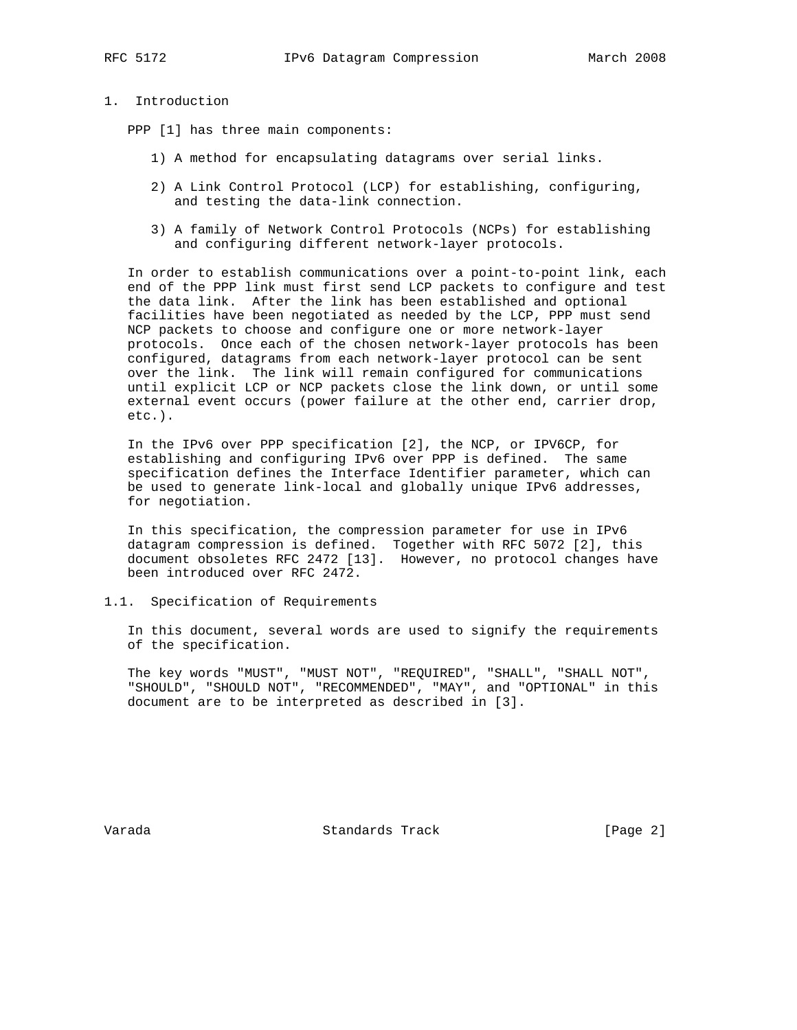## 1. Introduction

PPP [1] has three main components:

1) A method for encapsulating datagrams over serial links.

2) A Link Control Protocol (LCP) for establishing, configuring, and testing the data-link connection.

3) A family of Network Control Protocols (NCPs) for establishing and configuring different network-layer protocols.

In order to establish communications over a point-to-point link, each end of the PPP link must first send LCP packets to configure and test the data link. After the link has been established and optional facilities have been negotiated as needed by the LCP, PPP must send NCP packets to choose and configure one or more network-layer protocols. Once each of the chosen network-layer protocols has been configured, datagrams from each network-layer protocol can be sent over the link. The link will remain configured for communications until explicit LCP or NCP packets close the link down, or until some external event occurs (power failure at the other end, carrier drop, etc.).

In the IPv6 over PPP specification [2], the NCP, or IPV6CP, for establishing and configuring IPv6 over PPP is defined. The same specification defines the Interface Identifier parameter, which can be used to generate link-local and globally unique IPv6 addresses, for negotiation.

In this specification, the compression parameter for use in IPv6 datagram compression is defined. Together with RFC 5072 [2], this document obsoletes RFC 2472 [13]. However, no protocol changes have been introduced over RFC 2472.

### 1.1. Specification of Requirements

In this document, several words are used to signify the requirements of the specification.

The key words "MUST", "MUST NOT", "REQUIRED", "SHALL", "SHALL NOT", "SHOULD", "SHOULD NOT", "RECOMMENDED", "MAY", and "OPTIONAL" in this document are to be interpreted as described in [3].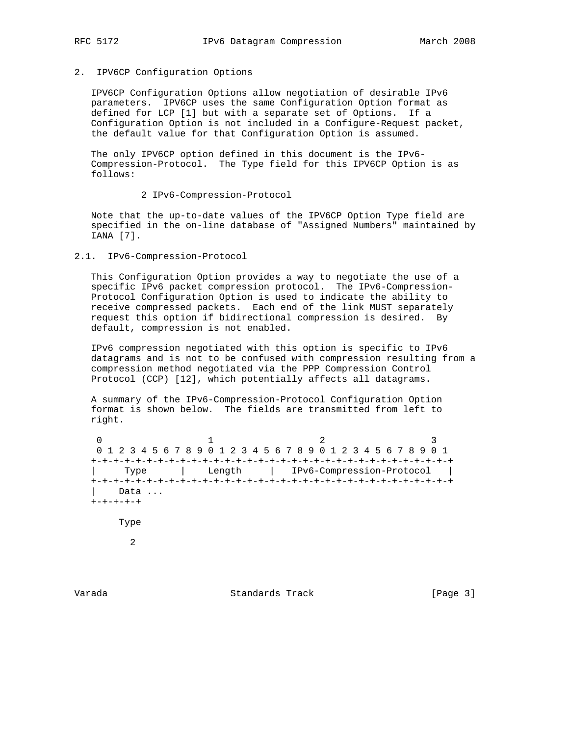## 2. IPV6CP Configuration Options

IPV6CP Configuration Options allow negotiation of desirable IPv6 parameters. IPV6CP uses the same Configuration Option format as defined for LCP [1] but with a separate set of Options. If a Configuration Option is not included in a Configure-Request packet, the default value for that Configuration Option is assumed.

The only IPV6CP option defined in this document is the IPv6-Compression-Protocol. The Type field for this IPV6CP Option is as follows:

2 IPv6-Compression-Protocol

Note that the up-to-date values of the IPV6CP Option Type field are specified in the on-line database of "Assigned Numbers" maintained by IANA [7].

### 2.1. IPv6-Compression-Protocol

This Configuration Option provides a way to negotiate the use of a specific IPv6 packet compression protocol. The IPv6-Compression-Protocol Configuration Option is used to indicate the ability to receive compressed packets. Each end of the link MUST separately request this option if bidirectional compression is desired. By default, compression is not enabled.

IPv6 compression negotiated with this option is specific to IPv6 datagrams and is not to be confused with compression resulting from a compression method negotiated via the PPP Compression Control Protocol (CCP) [12], which potentially affects all datagrams.

A summary of the IPv6-Compression-Protocol Configuration Option format is shown below. The fields are transmitted from left to right.

```
 0                   1                   2                   3
 0 1 2 3 4 5 6 7 8 9 0 1 2 3 4 5 6 7 8 9 0 1 2 3 4 5 6 7 8 9 0 1
+-+-+-+-+-+-+-+-+-+-+-+-+-+-+-+-+-+-+-+-+-+-+-+-+-+-+-+-+-+-+-+-+
|     Type      |    Length     |   IPv6-Compression-Protocol   |
+-+-+-+-+-+-+-+-+-+-+-+-+-+-+-+-+-+-+-+-+-+-+-+-+-+-+-+-+-+-+-+-+
|    Data ...
+-+-+-+-+
```

Type

2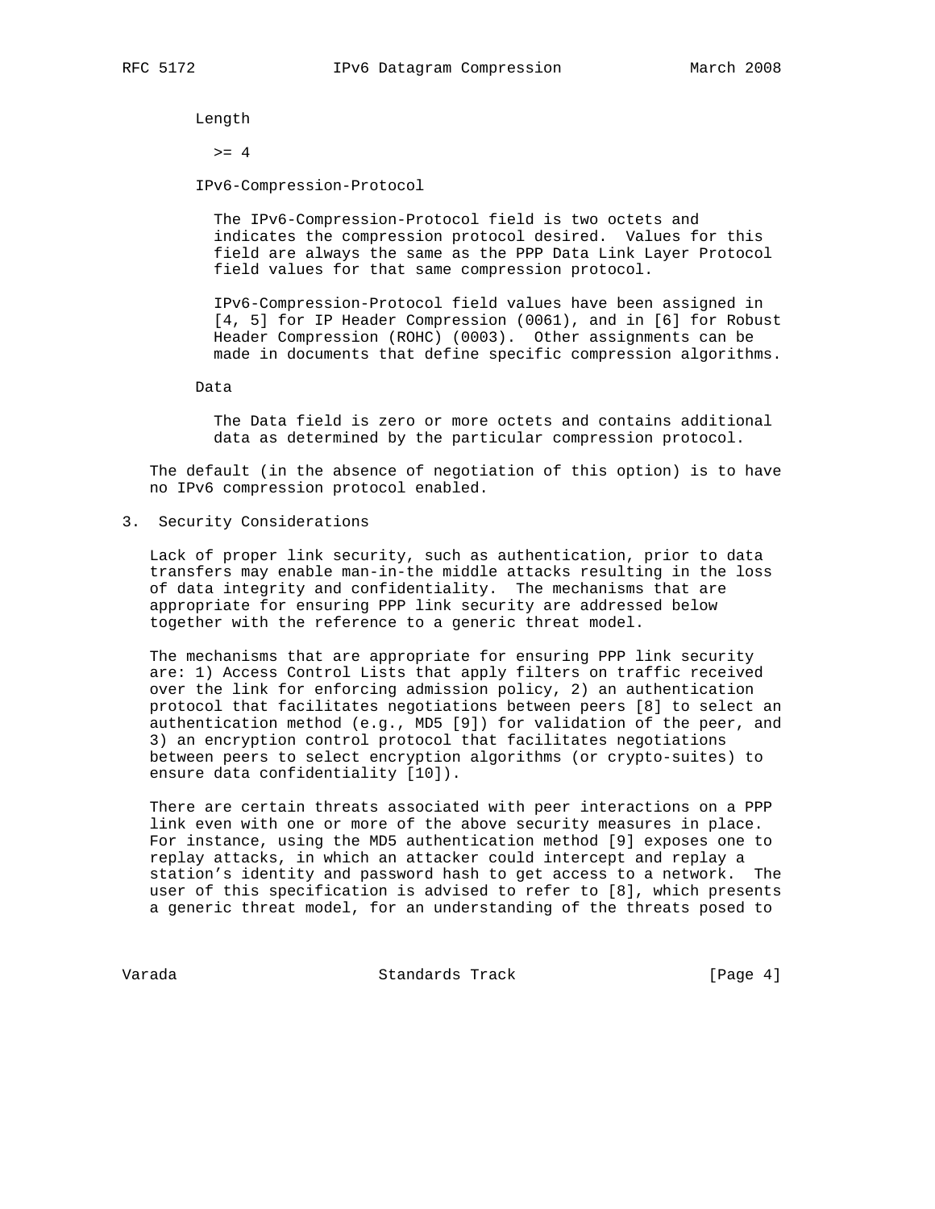Length

>= 4

IPv6-Compression-Protocol

The IPv6-Compression-Protocol field is two octets and indicates the compression protocol desired. Values for this field are always the same as the PPP Data Link Layer Protocol field values for that same compression protocol.

IPv6-Compression-Protocol field values have been assigned in [4, 5] for IP Header Compression (0061), and in [6] for Robust Header Compression (ROHC) (0003). Other assignments can be made in documents that define specific compression algorithms.

Data

The Data field is zero or more octets and contains additional data as determined by the particular compression protocol.

The default (in the absence of negotiation of this option) is to have no IPv6 compression protocol enabled.

## 3. Security Considerations

Lack of proper link security, such as authentication, prior to data transfers may enable man-in-the middle attacks resulting in the loss of data integrity and confidentiality. The mechanisms that are appropriate for ensuring PPP link security are addressed below together with the reference to a generic threat model.

The mechanisms that are appropriate for ensuring PPP link security are: 1) Access Control Lists that apply filters on traffic received over the link for enforcing admission policy, 2) an authentication protocol that facilitates negotiations between peers [8] to select an authentication method (e.g., MD5 [9]) for validation of the peer, and 3) an encryption control protocol that facilitates negotiations between peers to select encryption algorithms (or crypto-suites) to ensure data confidentiality [10]).

There are certain threats associated with peer interactions on a PPP link even with one or more of the above security measures in place. For instance, using the MD5 authentication method [9] exposes one to replay attacks, in which an attacker could intercept and replay a station's identity and password hash to get access to a network. The user of this specification is advised to refer to [8], which presents a generic threat model, for an understanding of the threats posed to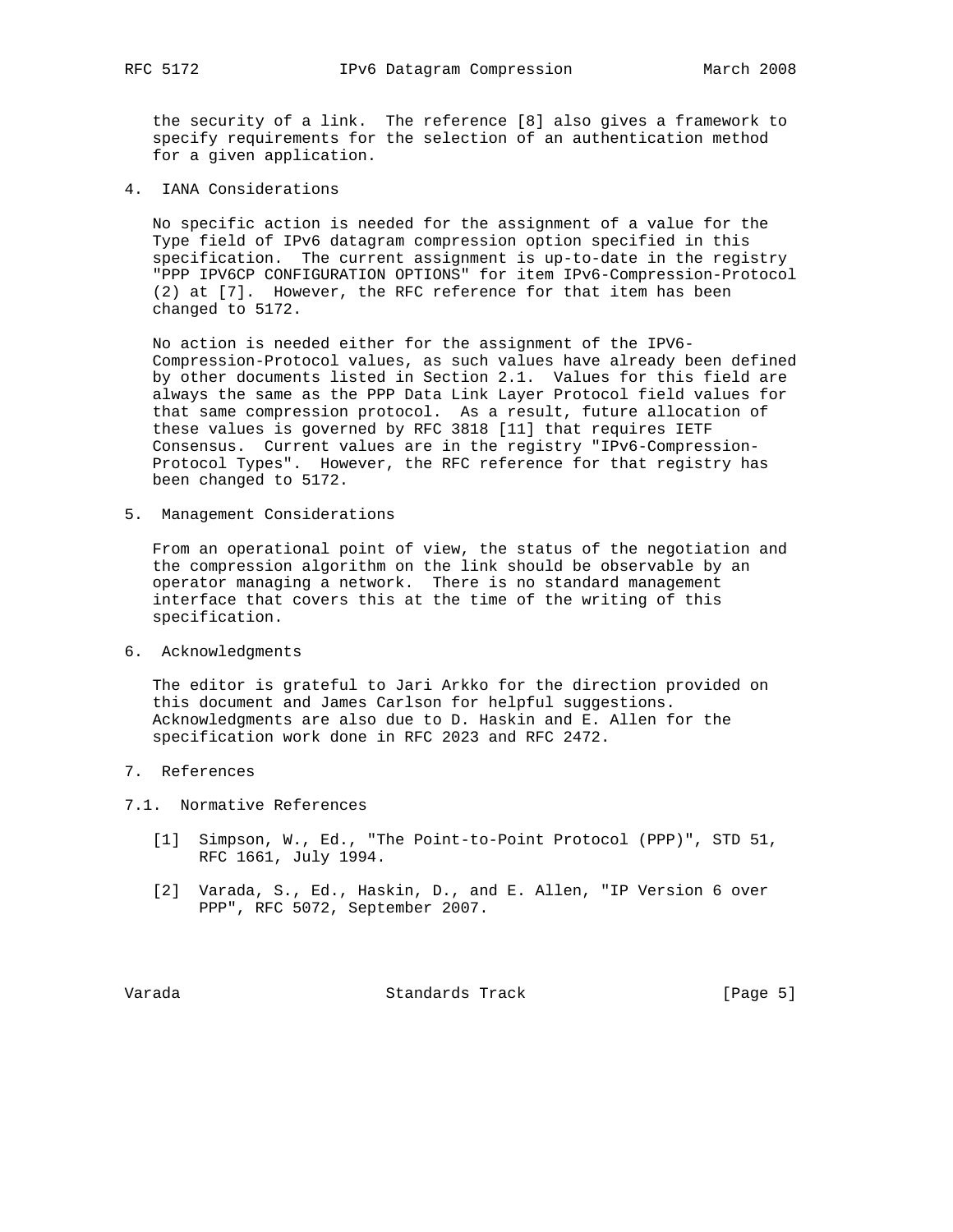the security of a link. The reference [8] also gives a framework to specify requirements for the selection of an authentication method for a given application.

## 4. IANA Considerations

No specific action is needed for the assignment of a value for the Type field of IPv6 datagram compression option specified in this specification. The current assignment is up-to-date in the registry "PPP IPV6CP CONFIGURATION OPTIONS" for item IPv6-Compression-Protocol (2) at [7]. However, the RFC reference for that item has been changed to 5172.

No action is needed either for the assignment of the IPV6-Compression-Protocol values, as such values have already been defined by other documents listed in Section 2.1. Values for this field are always the same as the PPP Data Link Layer Protocol field values for that same compression protocol. As a result, future allocation of these values is governed by RFC 3818 [11] that requires IETF Consensus. Current values are in the registry "IPv6-Compression-Protocol Types". However, the RFC reference for that registry has been changed to 5172.

## 5. Management Considerations

From an operational point of view, the status of the negotiation and the compression algorithm on the link should be observable by an operator managing a network. There is no standard management interface that covers this at the time of the writing of this specification.

## 6. Acknowledgments

The editor is grateful to Jari Arkko for the direction provided on this document and James Carlson for helpful suggestions. Acknowledgments are also due to D. Haskin and E. Allen for the specification work done in RFC 2023 and RFC 2472.

## 7. References

### 7.1. Normative References

[1] Simpson, W., Ed., "The Point-to-Point Protocol (PPP)", STD 51, RFC 1661, July 1994.

[2] Varada, S., Ed., Haskin, D., and E. Allen, "IP Version 6 over PPP", RFC 5072, September 2007.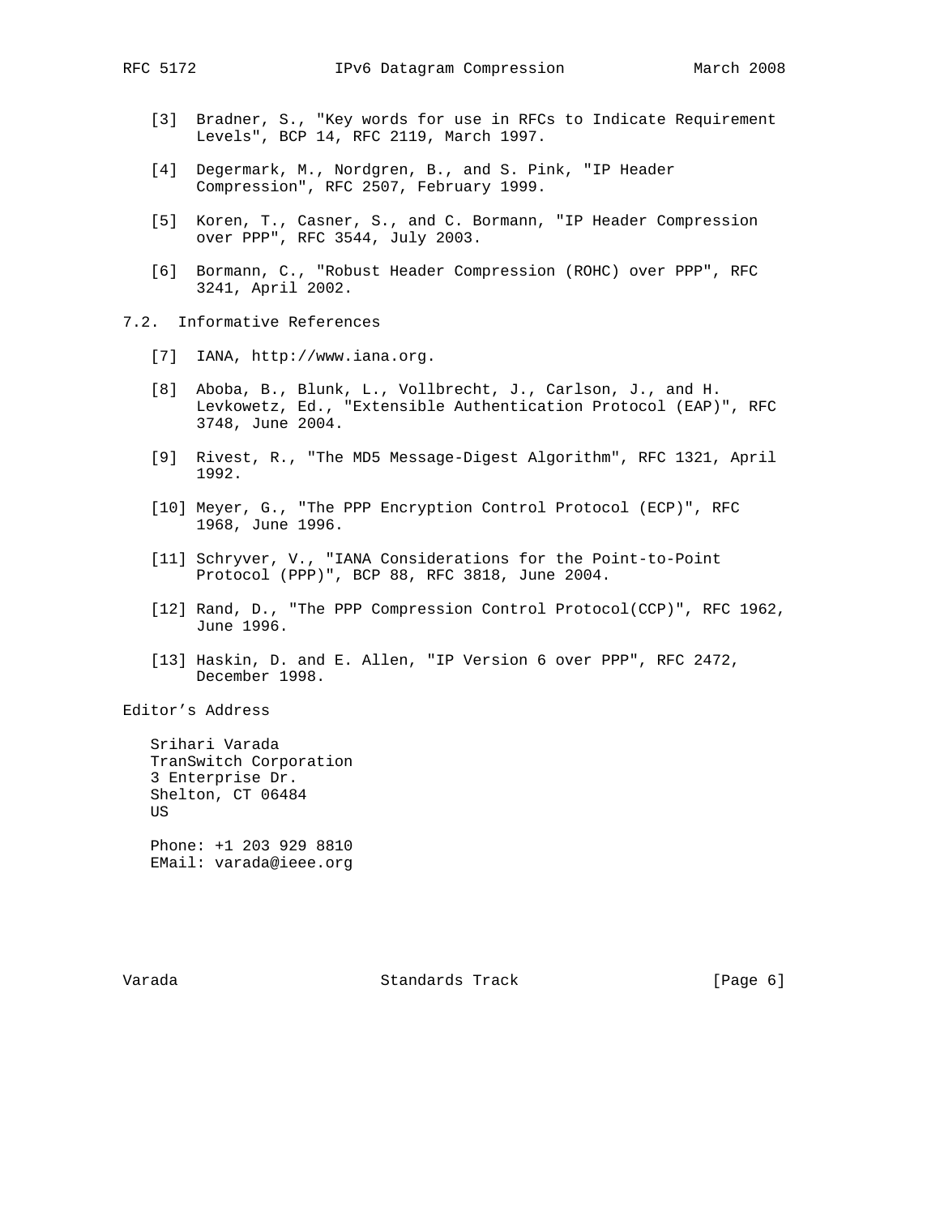[3] Bradner, S., "Key words for use in RFCs to Indicate Requirement Levels", BCP 14, RFC 2119, March 1997.

[4] Degermark, M., Nordgren, B., and S. Pink, "IP Header Compression", RFC 2507, February 1999.

[5] Koren, T., Casner, S., and C. Bormann, "IP Header Compression over PPP", RFC 3544, July 2003.

[6] Bormann, C., "Robust Header Compression (ROHC) over PPP", RFC 3241, April 2002.

### 7.2. Informative References

[7] IANA, http://www.iana.org.

[8] Aboba, B., Blunk, L., Vollbrecht, J., Carlson, J., and H. Levkowetz, Ed., "Extensible Authentication Protocol (EAP)", RFC 3748, June 2004.

[9] Rivest, R., "The MD5 Message-Digest Algorithm", RFC 1321, April 1992.

[10] Meyer, G., "The PPP Encryption Control Protocol (ECP)", RFC 1968, June 1996.

[11] Schryver, V., "IANA Considerations for the Point-to-Point Protocol (PPP)", BCP 88, RFC 3818, June 2004.

[12] Rand, D., "The PPP Compression Control Protocol(CCP)", RFC 1962, June 1996.

[13] Haskin, D. and E. Allen, "IP Version 6 over PPP", RFC 2472, December 1998.

## Editor's Address

Srihari Varada
TranSwitch Corporation
3 Enterprise Dr.
Shelton, CT 06484
US

Phone: +1 203 929 8810
EMail: varada@ieee.org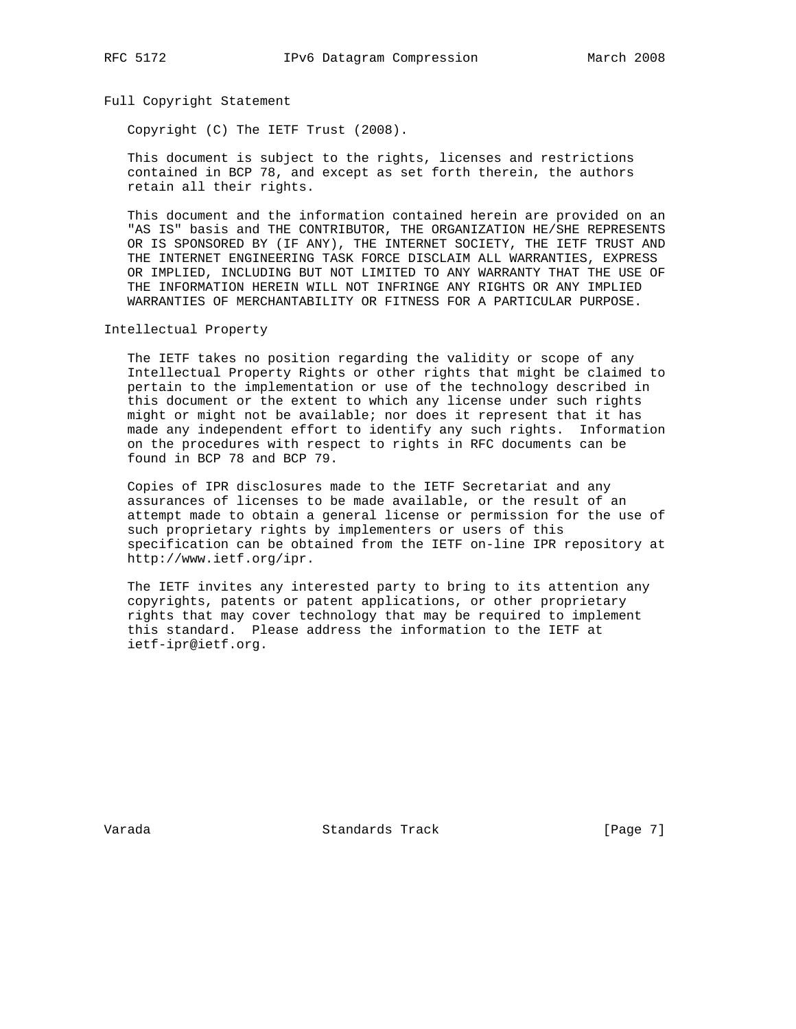## Full Copyright Statement

Copyright (C) The IETF Trust (2008).

This document is subject to the rights, licenses and restrictions contained in BCP 78, and except as set forth therein, the authors retain all their rights.

This document and the information contained herein are provided on an "AS IS" basis and THE CONTRIBUTOR, THE ORGANIZATION HE/SHE REPRESENTS OR IS SPONSORED BY (IF ANY), THE INTERNET SOCIETY, THE IETF TRUST AND THE INTERNET ENGINEERING TASK FORCE DISCLAIM ALL WARRANTIES, EXPRESS OR IMPLIED, INCLUDING BUT NOT LIMITED TO ANY WARRANTY THAT THE USE OF THE INFORMATION HEREIN WILL NOT INFRINGE ANY RIGHTS OR ANY IMPLIED WARRANTIES OF MERCHANTABILITY OR FITNESS FOR A PARTICULAR PURPOSE.

## Intellectual Property

The IETF takes no position regarding the validity or scope of any Intellectual Property Rights or other rights that might be claimed to pertain to the implementation or use of the technology described in this document or the extent to which any license under such rights might or might not be available; nor does it represent that it has made any independent effort to identify any such rights. Information on the procedures with respect to rights in RFC documents can be found in BCP 78 and BCP 79.

Copies of IPR disclosures made to the IETF Secretariat and any assurances of licenses to be made available, or the result of an attempt made to obtain a general license or permission for the use of such proprietary rights by implementers or users of this specification can be obtained from the IETF on-line IPR repository at http://www.ietf.org/ipr.

The IETF invites any interested party to bring to its attention any copyrights, patents or patent applications, or other proprietary rights that may cover technology that may be required to implement this standard. Please address the information to the IETF at ietf-ipr@ietf.org.